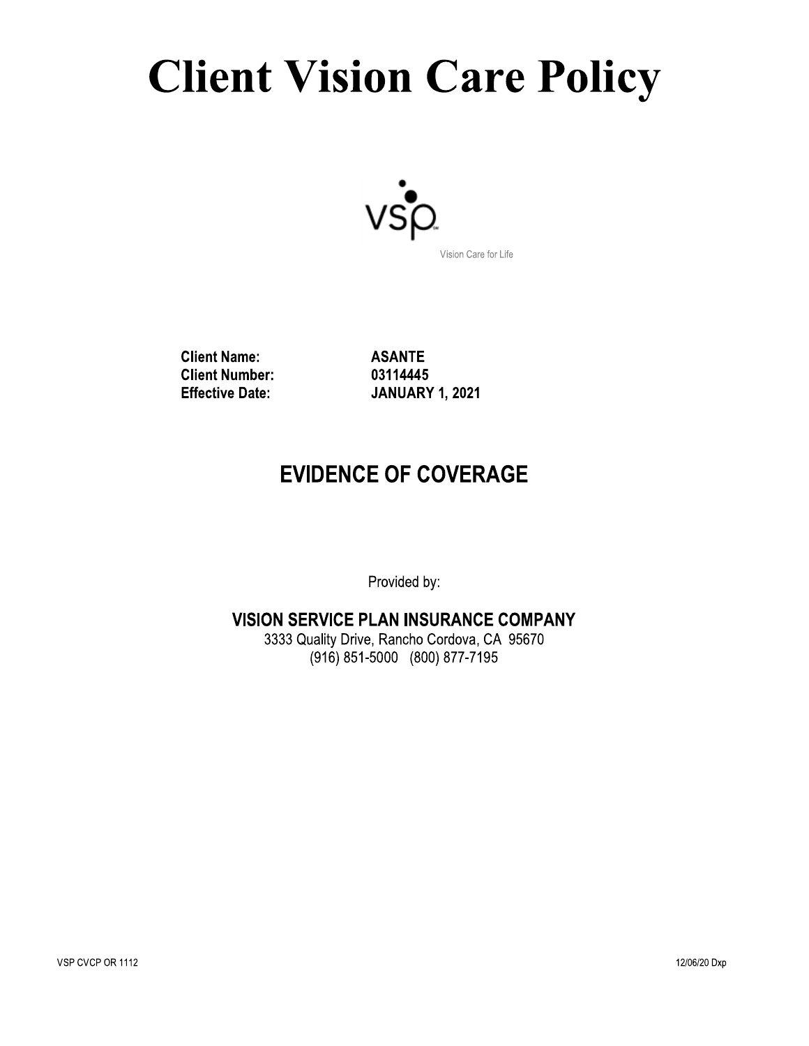# Client Vision Care Policy

Vision Care for Life

**Client Name:** ASANTE
**Client Number:** 03114445
**Effective Date:** JANUARY 1, 2021

## EVIDENCE OF COVERAGE

Provided by:

**VISION SERVICE PLAN INSURANCE COMPANY**
3333 Quality Drive, Rancho Cordova, CA 95670
(916) 851-5000 (800) 877-7195

VSP CVCP OR 1112

12/06/20 Dxp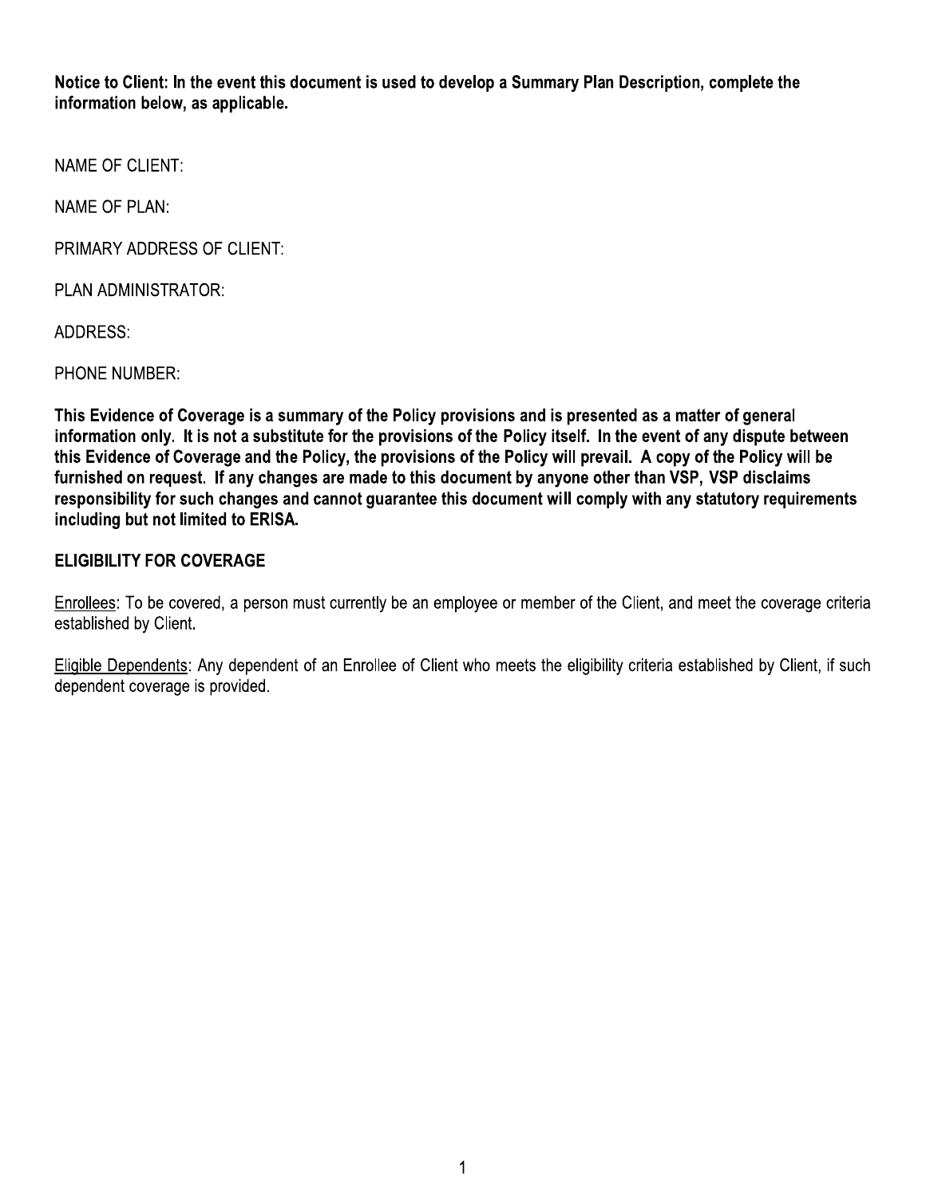**Notice to Client: In the event this document is used to develop a Summary Plan Description, complete the information below, as applicable.**

NAME OF CLIENT:

NAME OF PLAN:

PRIMARY ADDRESS OF CLIENT:

PLAN ADMINISTRATOR:

ADDRESS:

PHONE NUMBER:

**This Evidence of Coverage is a summary of the Policy provisions and is presented as a matter of general information only. It is not a substitute for the provisions of the Policy itself. In the event of any dispute between this Evidence of Coverage and the Policy, the provisions of the Policy will prevail. A copy of the Policy will be furnished on request. If any changes are made to this document by anyone other than VSP, VSP disclaims responsibility for such changes and cannot guarantee this document will comply with any statutory requirements including but not limited to ERISA.**

## ELIGIBILITY FOR COVERAGE

<u>Enrollees</u>: To be covered, a person must currently be an employee or member of the Client, and meet the coverage criteria established by Client.

<u>Eligible Dependents</u>: Any dependent of an Enrollee of Client who meets the eligibility criteria established by Client, if such dependent coverage is provided.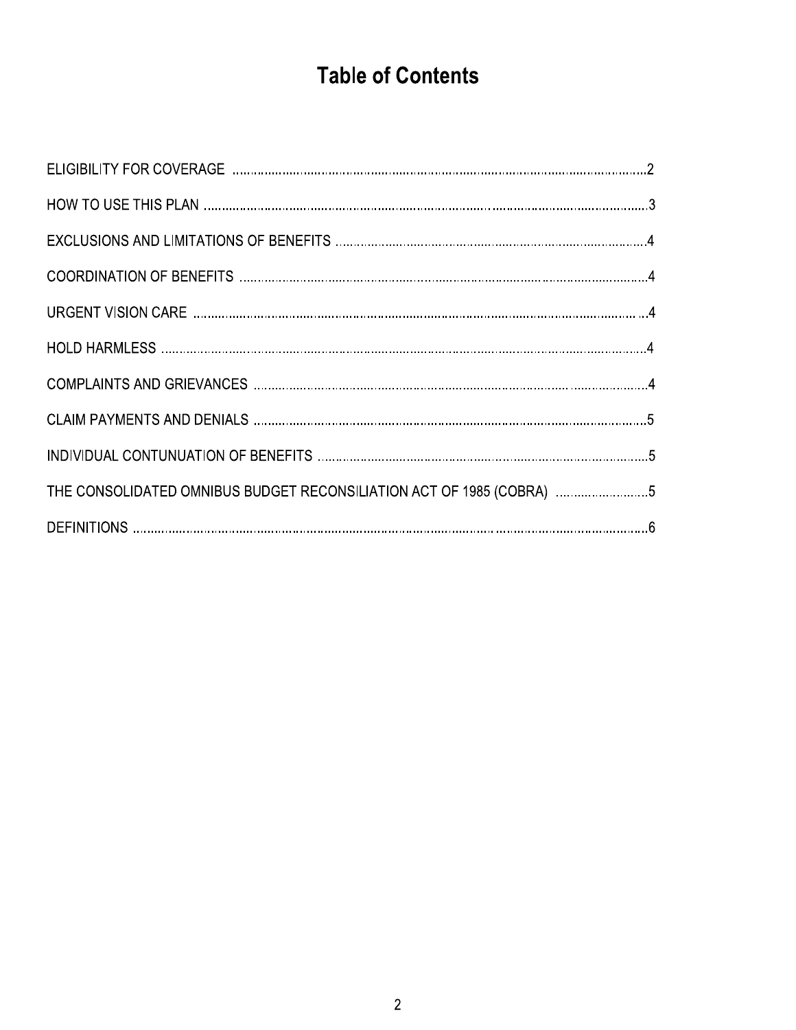# Table of Contents

ELIGIBILITY FOR COVERAGE ........................................................................................................2

HOW TO USE THIS PLAN ............................................................................................................3

EXCLUSIONS AND LIMITATIONS OF BENEFITS .......................................................................4

COORDINATION OF BENEFITS .................................................................................................4

URGENT VISION CARE ...............................................................................................................4

HOLD HARMLESS .......................................................................................................................4

COMPLAINTS AND GRIEVANCES ..............................................................................................4

CLAIM PAYMENTS AND DENIALS ..............................................................................................5

INDIVIDUAL CONTUNUATION OF BENEFITS ............................................................................5

THE CONSOLIDATED OMNIBUS BUDGET RECONSILIATION ACT OF 1985 (COBRA) ..........5

DEFINITIONS ...............................................................................................................................6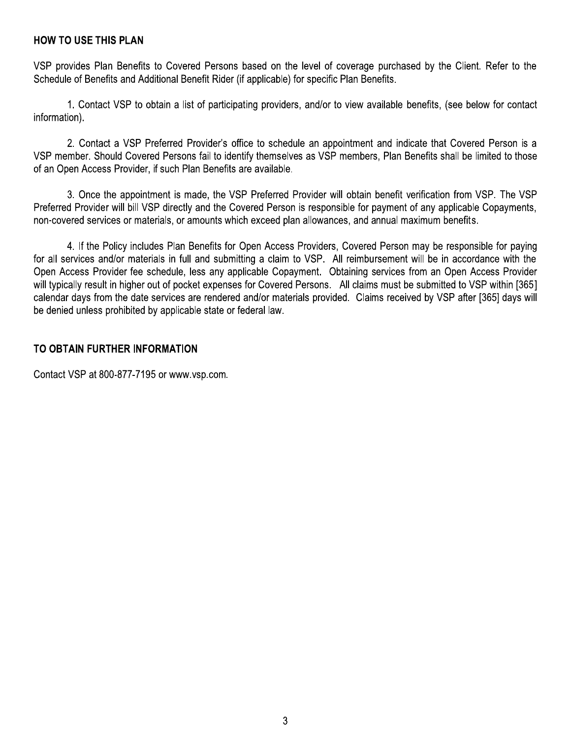## HOW TO USE THIS PLAN

VSP provides Plan Benefits to Covered Persons based on the level of coverage purchased by the Client. Refer to the Schedule of Benefits and Additional Benefit Rider (if applicable) for specific Plan Benefits.

1. Contact VSP to obtain a list of participating providers, and/or to view available benefits, (see below for contact information).

2. Contact a VSP Preferred Provider's office to schedule an appointment and indicate that Covered Person is a VSP member. Should Covered Persons fail to identify themselves as VSP members, Plan Benefits shall be limited to those of an Open Access Provider, if such Plan Benefits are available.

3. Once the appointment is made, the VSP Preferred Provider will obtain benefit verification from VSP. The VSP Preferred Provider will bill VSP directly and the Covered Person is responsible for payment of any applicable Copayments, non-covered services or materials, or amounts which exceed plan allowances, and annual maximum benefits.

4. If the Policy includes Plan Benefits for Open Access Providers, Covered Person may be responsible for paying for all services and/or materials in full and submitting a claim to VSP. All reimbursement will be in accordance with the Open Access Provider fee schedule, less any applicable Copayment. Obtaining services from an Open Access Provider will typically result in higher out of pocket expenses for Covered Persons. All claims must be submitted to VSP within [365] calendar days from the date services are rendered and/or materials provided. Claims received by VSP after [365] days will be denied unless prohibited by applicable state or federal law.

## TO OBTAIN FURTHER INFORMATION

Contact VSP at 800-877-7195 or www.vsp.com.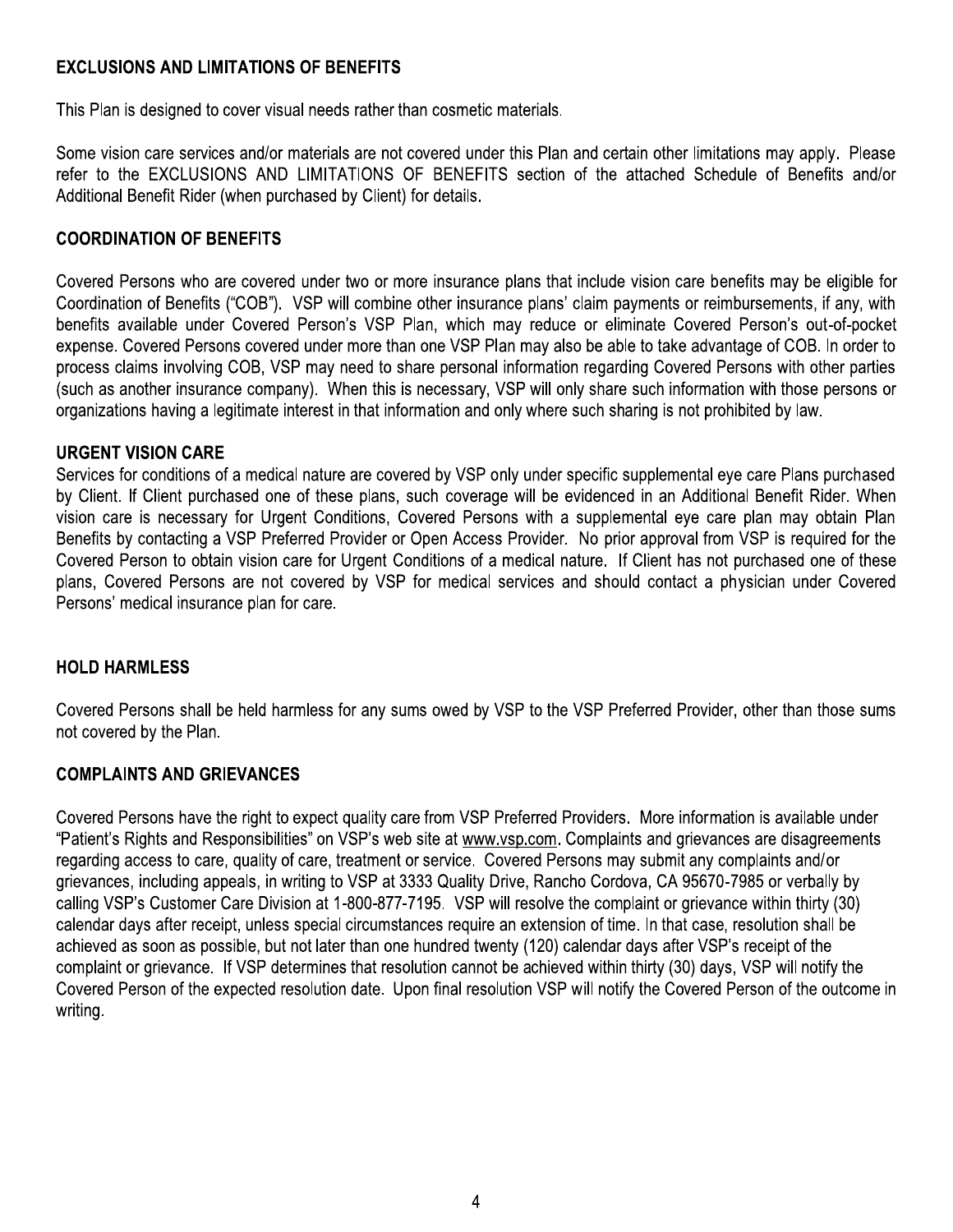## EXCLUSIONS AND LIMITATIONS OF BENEFITS

This Plan is designed to cover visual needs rather than cosmetic materials.

Some vision care services and/or materials are not covered under this Plan and certain other limitations may apply. Please refer to the EXCLUSIONS AND LIMITATIONS OF BENEFITS section of the attached Schedule of Benefits and/or Additional Benefit Rider (when purchased by Client) for details.

## COORDINATION OF BENEFITS

Covered Persons who are covered under two or more insurance plans that include vision care benefits may be eligible for Coordination of Benefits ("COB"). VSP will combine other insurance plans' claim payments or reimbursements, if any, with benefits available under Covered Person's VSP Plan, which may reduce or eliminate Covered Person's out-of-pocket expense. Covered Persons covered under more than one VSP Plan may also be able to take advantage of COB. In order to process claims involving COB, VSP may need to share personal information regarding Covered Persons with other parties (such as another insurance company). When this is necessary, VSP will only share such information with those persons or organizations having a legitimate interest in that information and only where such sharing is not prohibited by law.

## URGENT VISION CARE

Services for conditions of a medical nature are covered by VSP only under specific supplemental eye care Plans purchased by Client. If Client purchased one of these plans, such coverage will be evidenced in an Additional Benefit Rider. When vision care is necessary for Urgent Conditions, Covered Persons with a supplemental eye care plan may obtain Plan Benefits by contacting a VSP Preferred Provider or Open Access Provider. No prior approval from VSP is required for the Covered Person to obtain vision care for Urgent Conditions of a medical nature. If Client has not purchased one of these plans, Covered Persons are not covered by VSP for medical services and should contact a physician under Covered Persons' medical insurance plan for care.

## HOLD HARMLESS

Covered Persons shall be held harmless for any sums owed by VSP to the VSP Preferred Provider, other than those sums not covered by the Plan.

## COMPLAINTS AND GRIEVANCES

Covered Persons have the right to expect quality care from VSP Preferred Providers. More information is available under "Patient's Rights and Responsibilities" on VSP's web site at www.vsp.com. Complaints and grievances are disagreements regarding access to care, quality of care, treatment or service. Covered Persons may submit any complaints and/or grievances, including appeals, in writing to VSP at 3333 Quality Drive, Rancho Cordova, CA 95670-7985 or verbally by calling VSP's Customer Care Division at 1-800-877-7195. VSP will resolve the complaint or grievance within thirty (30) calendar days after receipt, unless special circumstances require an extension of time. In that case, resolution shall be achieved as soon as possible, but not later than one hundred twenty (120) calendar days after VSP's receipt of the complaint or grievance. If VSP determines that resolution cannot be achieved within thirty (30) days, VSP will notify the Covered Person of the expected resolution date. Upon final resolution VSP will notify the Covered Person of the outcome in writing.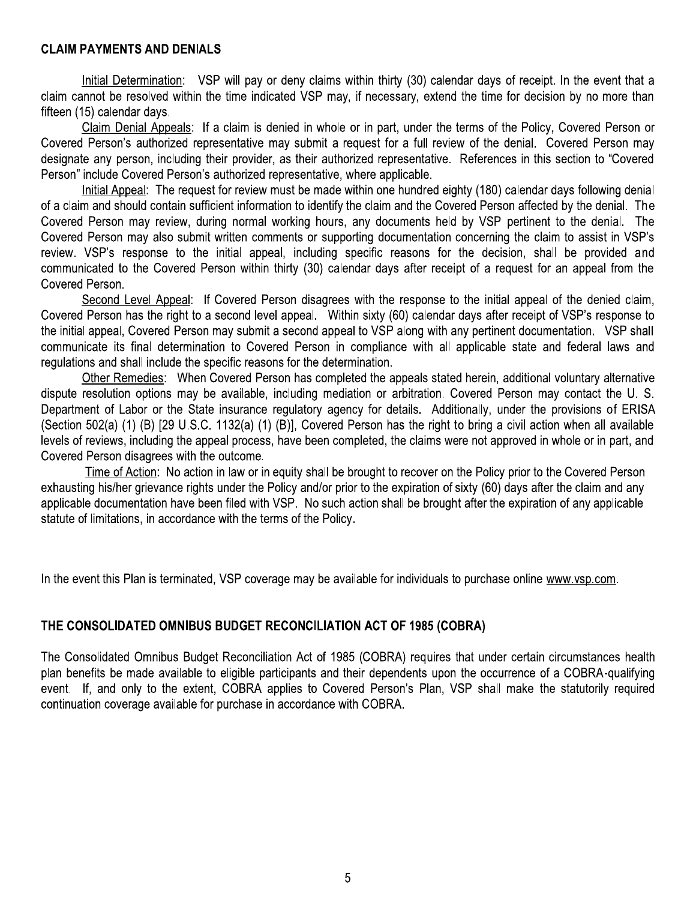## CLAIM PAYMENTS AND DENIALS

Initial Determination: VSP will pay or deny claims within thirty (30) calendar days of receipt. In the event that a claim cannot be resolved within the time indicated VSP may, if necessary, extend the time for decision by no more than fifteen (15) calendar days.

Claim Denial Appeals: If a claim is denied in whole or in part, under the terms of the Policy, Covered Person or Covered Person's authorized representative may submit a request for a full review of the denial. Covered Person may designate any person, including their provider, as their authorized representative. References in this section to "Covered Person" include Covered Person's authorized representative, where applicable.

Initial Appeal: The request for review must be made within one hundred eighty (180) calendar days following denial of a claim and should contain sufficient information to identify the claim and the Covered Person affected by the denial. The Covered Person may review, during normal working hours, any documents held by VSP pertinent to the denial. The Covered Person may also submit written comments or supporting documentation concerning the claim to assist in VSP's review. VSP's response to the initial appeal, including specific reasons for the decision, shall be provided and communicated to the Covered Person within thirty (30) calendar days after receipt of a request for an appeal from the Covered Person.

Second Level Appeal: If Covered Person disagrees with the response to the initial appeal of the denied claim, Covered Person has the right to a second level appeal. Within sixty (60) calendar days after receipt of VSP's response to the initial appeal, Covered Person may submit a second appeal to VSP along with any pertinent documentation. VSP shall communicate its final determination to Covered Person in compliance with all applicable state and federal laws and regulations and shall include the specific reasons for the determination.

Other Remedies: When Covered Person has completed the appeals stated herein, additional voluntary alternative dispute resolution options may be available, including mediation or arbitration. Covered Person may contact the U. S. Department of Labor or the State insurance regulatory agency for details. Additionally, under the provisions of ERISA (Section 502(a) (1) (B) [29 U.S.C. 1132(a) (1) (B)], Covered Person has the right to bring a civil action when all available levels of reviews, including the appeal process, have been completed, the claims were not approved in whole or in part, and Covered Person disagrees with the outcome.

Time of Action: No action in law or in equity shall be brought to recover on the Policy prior to the Covered Person exhausting his/her grievance rights under the Policy and/or prior to the expiration of sixty (60) days after the claim and any applicable documentation have been filed with VSP. No such action shall be brought after the expiration of any applicable statute of limitations, in accordance with the terms of the Policy.

In the event this Plan is terminated, VSP coverage may be available for individuals to purchase online www.vsp.com.

## THE CONSOLIDATED OMNIBUS BUDGET RECONCILIATION ACT OF 1985 (COBRA)

The Consolidated Omnibus Budget Reconciliation Act of 1985 (COBRA) requires that under certain circumstances health plan benefits be made available to eligible participants and their dependents upon the occurrence of a COBRA-qualifying event. If, and only to the extent, COBRA applies to Covered Person's Plan, VSP shall make the statutorily required continuation coverage available for purchase in accordance with COBRA.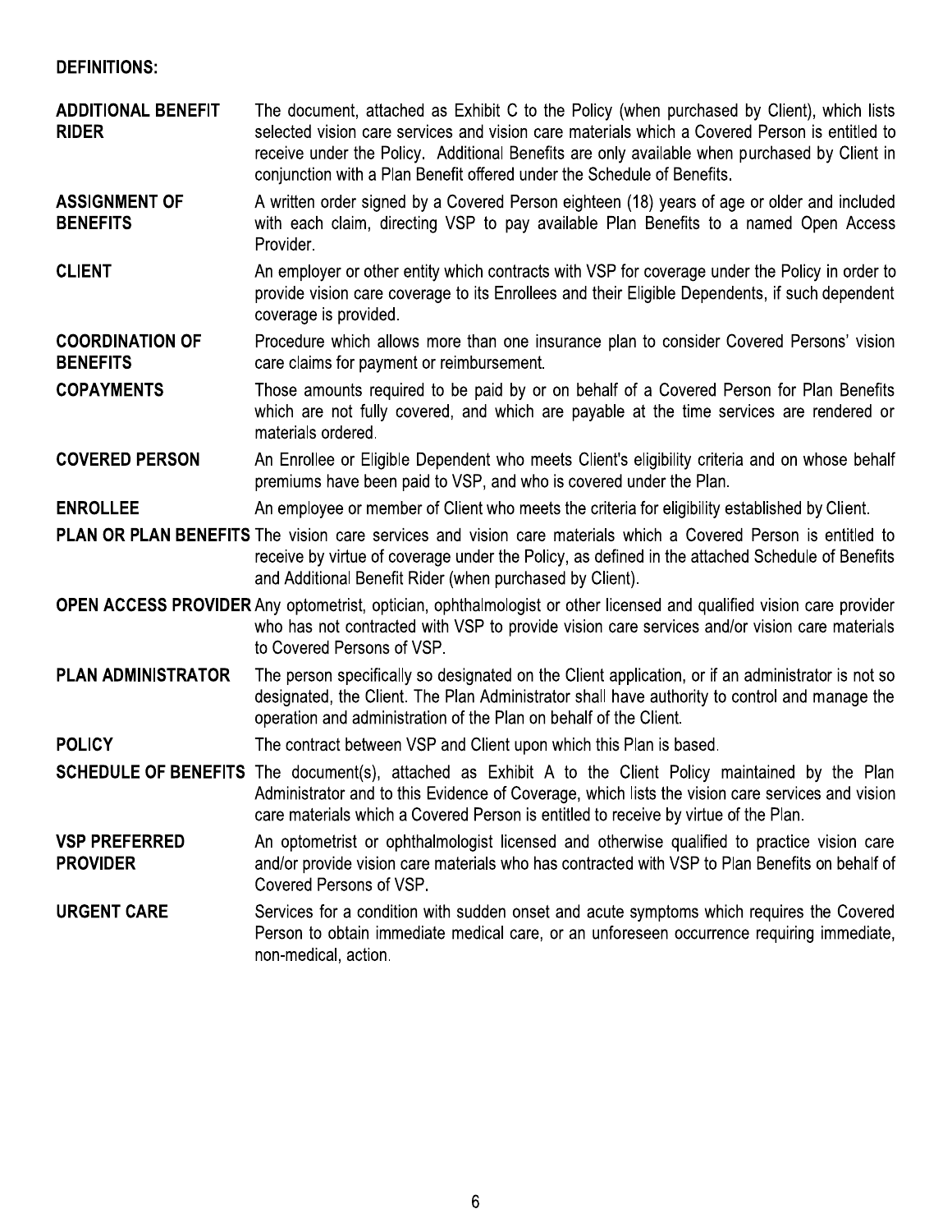## DEFINITIONS:

**ADDITIONAL BENEFIT RIDER** The document, attached as Exhibit C to the Policy (when purchased by Client), which lists selected vision care services and vision care materials which a Covered Person is entitled to receive under the Policy. Additional Benefits are only available when purchased by Client in conjunction with a Plan Benefit offered under the Schedule of Benefits.

**ASSIGNMENT OF BENEFITS** A written order signed by a Covered Person eighteen (18) years of age or older and included with each claim, directing VSP to pay available Plan Benefits to a named Open Access Provider.

**CLIENT** An employer or other entity which contracts with VSP for coverage under the Policy in order to provide vision care coverage to its Enrollees and their Eligible Dependents, if such dependent coverage is provided.

**COORDINATION OF BENEFITS** Procedure which allows more than one insurance plan to consider Covered Persons' vision care claims for payment or reimbursement.

**COPAYMENTS** Those amounts required to be paid by or on behalf of a Covered Person for Plan Benefits which are not fully covered, and which are payable at the time services are rendered or materials ordered.

**COVERED PERSON** An Enrollee or Eligible Dependent who meets Client's eligibility criteria and on whose behalf premiums have been paid to VSP, and who is covered under the Plan.

**ENROLLEE** An employee or member of Client who meets the criteria for eligibility established by Client.

**PLAN OR PLAN BENEFITS** The vision care services and vision care materials which a Covered Person is entitled to receive by virtue of coverage under the Policy, as defined in the attached Schedule of Benefits and Additional Benefit Rider (when purchased by Client).

**OPEN ACCESS PROVIDER** Any optometrist, optician, ophthalmologist or other licensed and qualified vision care provider who has not contracted with VSP to provide vision care services and/or vision care materials to Covered Persons of VSP.

**PLAN ADMINISTRATOR** The person specifically so designated on the Client application, or if an administrator is not so designated, the Client. The Plan Administrator shall have authority to control and manage the operation and administration of the Plan on behalf of the Client.

**POLICY** The contract between VSP and Client upon which this Plan is based.

**SCHEDULE OF BENEFITS** The document(s), attached as Exhibit A to the Client Policy maintained by the Plan Administrator and to this Evidence of Coverage, which lists the vision care services and vision care materials which a Covered Person is entitled to receive by virtue of the Plan.

**VSP PREFERRED PROVIDER** An optometrist or ophthalmologist licensed and otherwise qualified to practice vision care and/or provide vision care materials who has contracted with VSP to Plan Benefits on behalf of Covered Persons of VSP.

**URGENT CARE** Services for a condition with sudden onset and acute symptoms which requires the Covered Person to obtain immediate medical care, or an unforeseen occurrence requiring immediate, non-medical, action.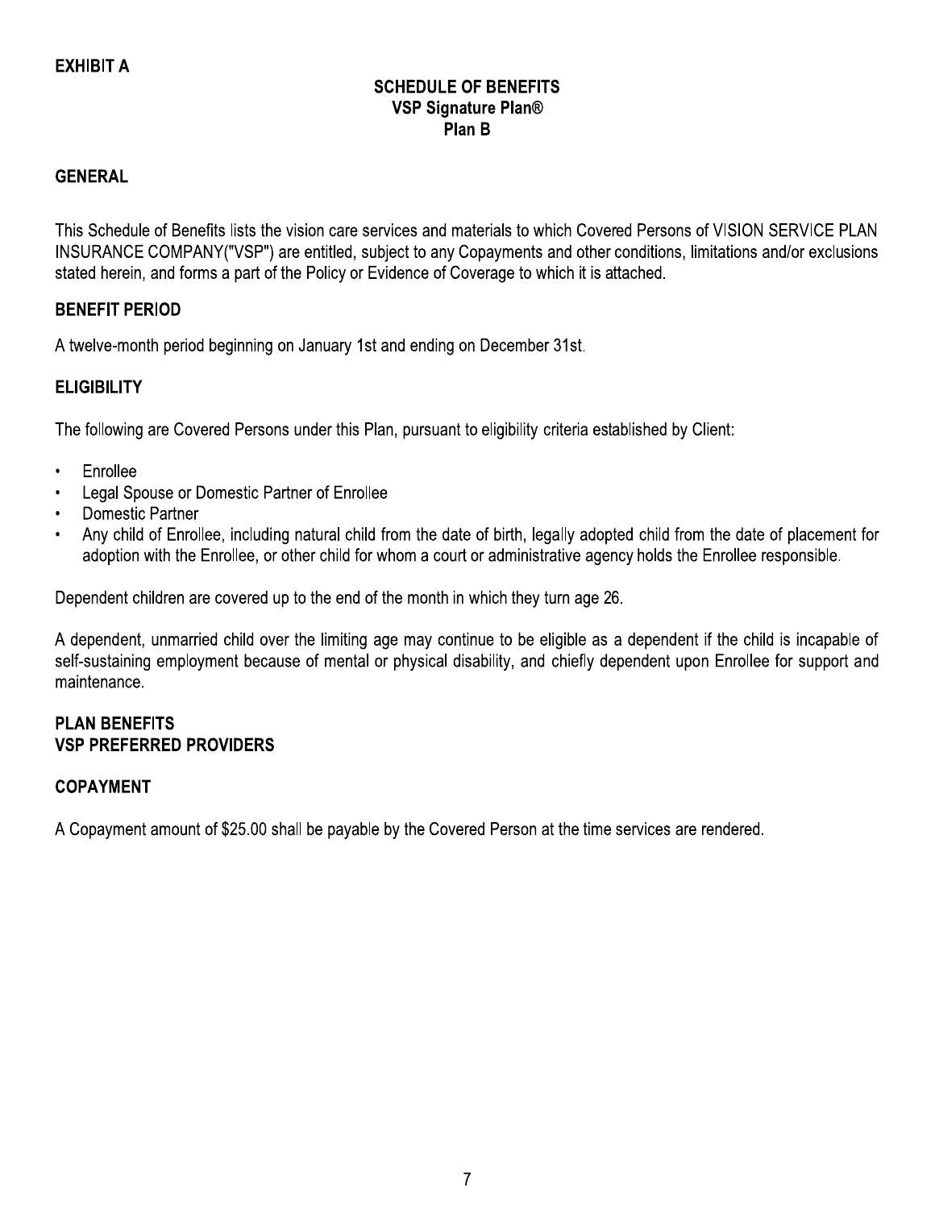**EXHIBIT A**

## SCHEDULE OF BENEFITS
## VSP Signature Plan®
## Plan B

### GENERAL

This Schedule of Benefits lists the vision care services and materials to which Covered Persons of VISION SERVICE PLAN INSURANCE COMPANY("VSP") are entitled, subject to any Copayments and other conditions, limitations and/or exclusions stated herein, and forms a part of the Policy or Evidence of Coverage to which it is attached.

### BENEFIT PERIOD

A twelve-month period beginning on January 1st and ending on December 31st.

### ELIGIBILITY

The following are Covered Persons under this Plan, pursuant to eligibility criteria established by Client:

- Enrollee
- Legal Spouse or Domestic Partner of Enrollee
- Domestic Partner
- Any child of Enrollee, including natural child from the date of birth, legally adopted child from the date of placement for adoption with the Enrollee, or other child for whom a court or administrative agency holds the Enrollee responsible.

Dependent children are covered up to the end of the month in which they turn age 26.

A dependent, unmarried child over the limiting age may continue to be eligible as a dependent if the child is incapable of self-sustaining employment because of mental or physical disability, and chiefly dependent upon Enrollee for support and maintenance.

### PLAN BENEFITS
### VSP PREFERRED PROVIDERS

### COPAYMENT

A Copayment amount of $25.00 shall be payable by the Covered Person at the time services are rendered.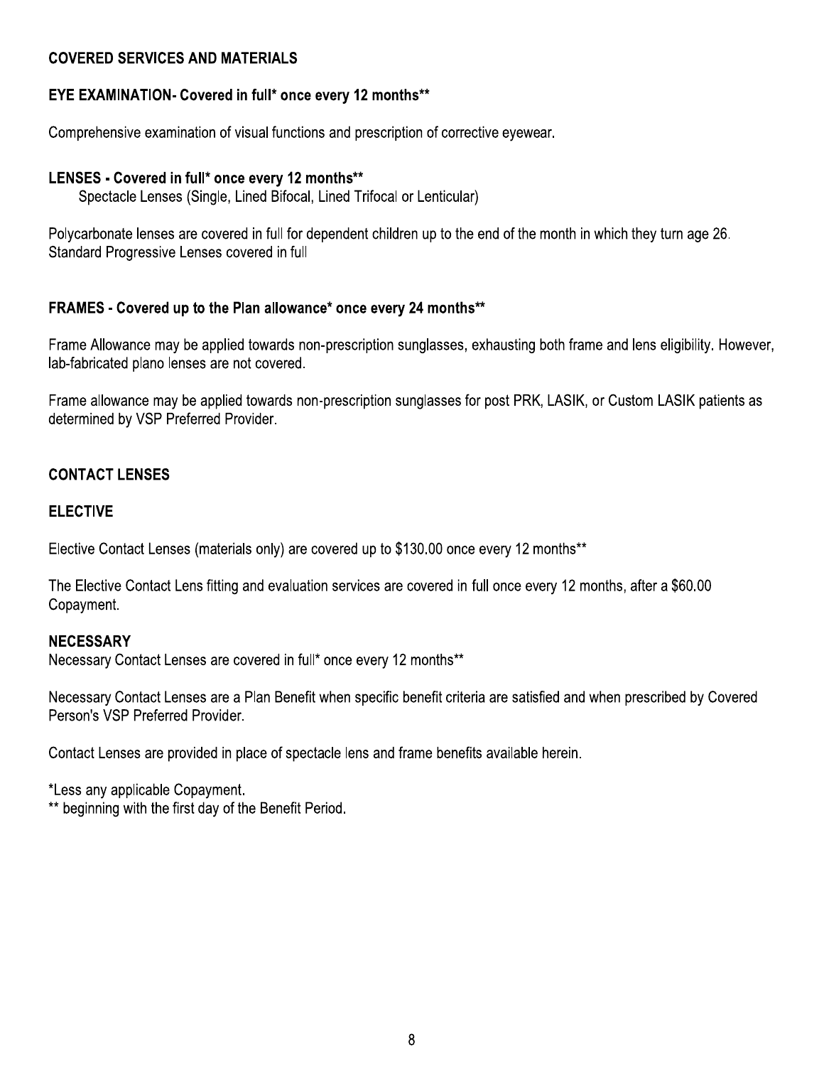## COVERED SERVICES AND MATERIALS

### EYE EXAMINATION- Covered in full* once every 12 months**

Comprehensive examination of visual functions and prescription of corrective eyewear.

### LENSES - Covered in full* once every 12 months**

Spectacle Lenses (Single, Lined Bifocal, Lined Trifocal or Lenticular)

Polycarbonate lenses are covered in full for dependent children up to the end of the month in which they turn age 26.
Standard Progressive Lenses covered in full

### FRAMES - Covered up to the Plan allowance* once every 24 months**

Frame Allowance may be applied towards non-prescription sunglasses, exhausting both frame and lens eligibility. However, lab-fabricated plano lenses are not covered.

Frame allowance may be applied towards non-prescription sunglasses for post PRK, LASIK, or Custom LASIK patients as determined by VSP Preferred Provider.

## CONTACT LENSES

### ELECTIVE

Elective Contact Lenses (materials only) are covered up to $130.00 once every 12 months**

The Elective Contact Lens fitting and evaluation services are covered in full once every 12 months, after a $60.00 Copayment.

### NECESSARY

Necessary Contact Lenses are covered in full* once every 12 months**

Necessary Contact Lenses are a Plan Benefit when specific benefit criteria are satisfied and when prescribed by Covered Person's VSP Preferred Provider.

Contact Lenses are provided in place of spectacle lens and frame benefits available herein.

*Less any applicable Copayment.
** beginning with the first day of the Benefit Period.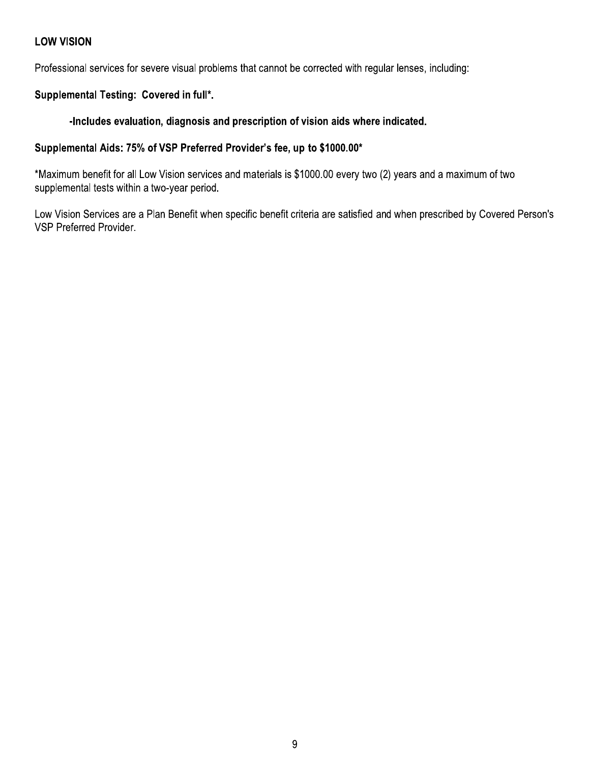## LOW VISION

Professional services for severe visual problems that cannot be corrected with regular lenses, including:

**Supplemental Testing: Covered in full*.**

**-Includes evaluation, diagnosis and prescription of vision aids where indicated.**

**Supplemental Aids: 75% of VSP Preferred Provider's fee, up to $1000.00***

*Maximum benefit for all Low Vision services and materials is $1000.00 every two (2) years and a maximum of two supplemental tests within a two-year period.

Low Vision Services are a Plan Benefit when specific benefit criteria are satisfied and when prescribed by Covered Person's VSP Preferred Provider.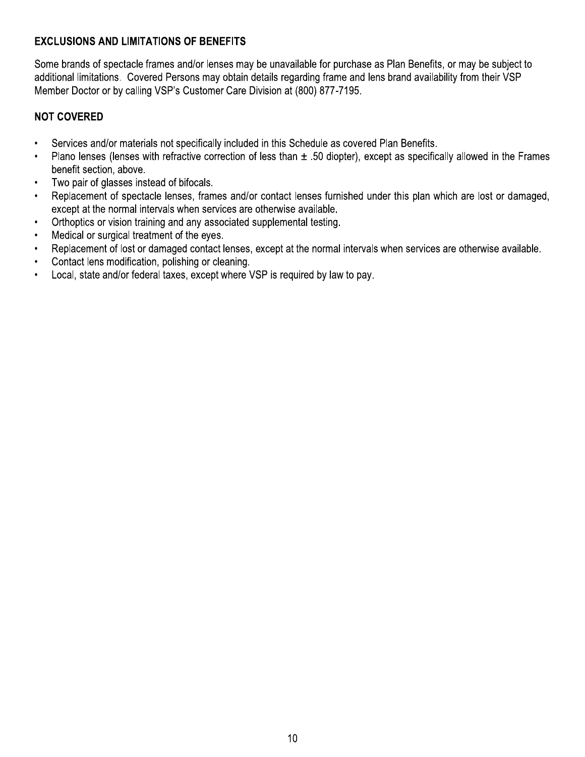## EXCLUSIONS AND LIMITATIONS OF BENEFITS

Some brands of spectacle frames and/or lenses may be unavailable for purchase as Plan Benefits, or may be subject to additional limitations. Covered Persons may obtain details regarding frame and lens brand availability from their VSP Member Doctor or by calling VSP's Customer Care Division at (800) 877-7195.

## NOT COVERED

- Services and/or materials not specifically included in this Schedule as covered Plan Benefits.
- Plano lenses (lenses with refractive correction of less than ± .50 diopter), except as specifically allowed in the Frames benefit section, above.
- Two pair of glasses instead of bifocals.
- Replacement of spectacle lenses, frames and/or contact lenses furnished under this plan which are lost or damaged, except at the normal intervals when services are otherwise available.
- Orthoptics or vision training and any associated supplemental testing.
- Medical or surgical treatment of the eyes.
- Replacement of lost or damaged contact lenses, except at the normal intervals when services are otherwise available.
- Contact lens modification, polishing or cleaning.
- Local, state and/or federal taxes, except where VSP is required by law to pay.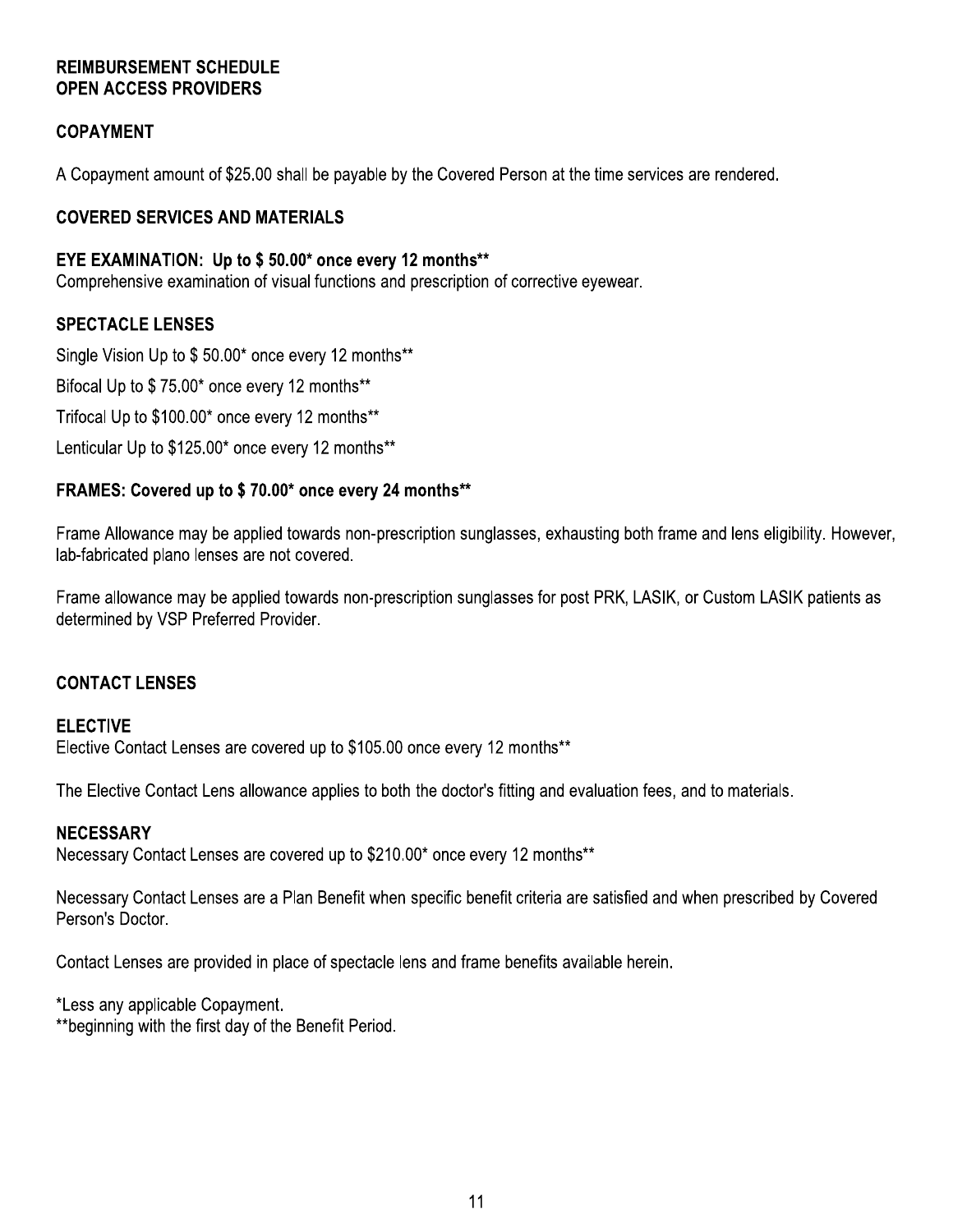## REIMBURSEMENT SCHEDULE
## OPEN ACCESS PROVIDERS

### COPAYMENT

A Copayment amount of $25.00 shall be payable by the Covered Person at the time services are rendered.

### COVERED SERVICES AND MATERIALS

#### EYE EXAMINATION: Up to $ 50.00* once every 12 months**

Comprehensive examination of visual functions and prescription of corrective eyewear.

#### SPECTACLE LENSES

Single Vision Up to $ 50.00* once every 12 months**

Bifocal Up to $ 75.00* once every 12 months**

Trifocal Up to $100.00* once every 12 months**

Lenticular Up to $125.00* once every 12 months**

#### FRAMES: Covered up to $ 70.00* once every 24 months**

Frame Allowance may be applied towards non-prescription sunglasses, exhausting both frame and lens eligibility. However, lab-fabricated plano lenses are not covered.

Frame allowance may be applied towards non-prescription sunglasses for post PRK, LASIK, or Custom LASIK patients as determined by VSP Preferred Provider.

### CONTACT LENSES

#### ELECTIVE

Elective Contact Lenses are covered up to $105.00 once every 12 months**

The Elective Contact Lens allowance applies to both the doctor's fitting and evaluation fees, and to materials.

#### NECESSARY

Necessary Contact Lenses are covered up to $210.00* once every 12 months**

Necessary Contact Lenses are a Plan Benefit when specific benefit criteria are satisfied and when prescribed by Covered Person's Doctor.

Contact Lenses are provided in place of spectacle lens and frame benefits available herein.

*Less any applicable Copayment.
**beginning with the first day of the Benefit Period.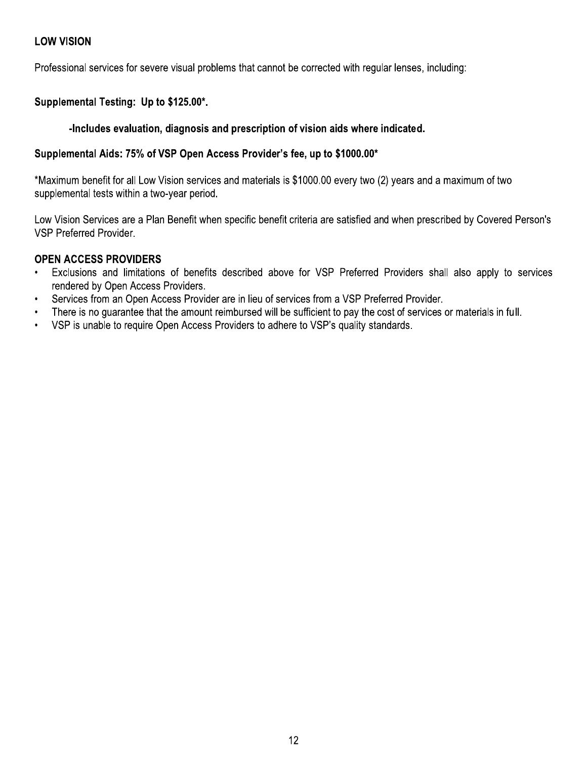## LOW VISION

Professional services for severe visual problems that cannot be corrected with regular lenses, including:

**Supplemental Testing: Up to $125.00*.**

> **-Includes evaluation, diagnosis and prescription of vision aids where indicated.**

**Supplemental Aids: 75% of VSP Open Access Provider's fee, up to $1000.00***

*Maximum benefit for all Low Vision services and materials is $1000.00 every two (2) years and a maximum of two supplemental tests within a two-year period.

Low Vision Services are a Plan Benefit when specific benefit criteria are satisfied and when prescribed by Covered Person's VSP Preferred Provider.

## OPEN ACCESS PROVIDERS

- Exclusions and limitations of benefits described above for VSP Preferred Providers shall also apply to services rendered by Open Access Providers.
- Services from an Open Access Provider are in lieu of services from a VSP Preferred Provider.
- There is no guarantee that the amount reimbursed will be sufficient to pay the cost of services or materials in full.
- VSP is unable to require Open Access Providers to adhere to VSP's quality standards.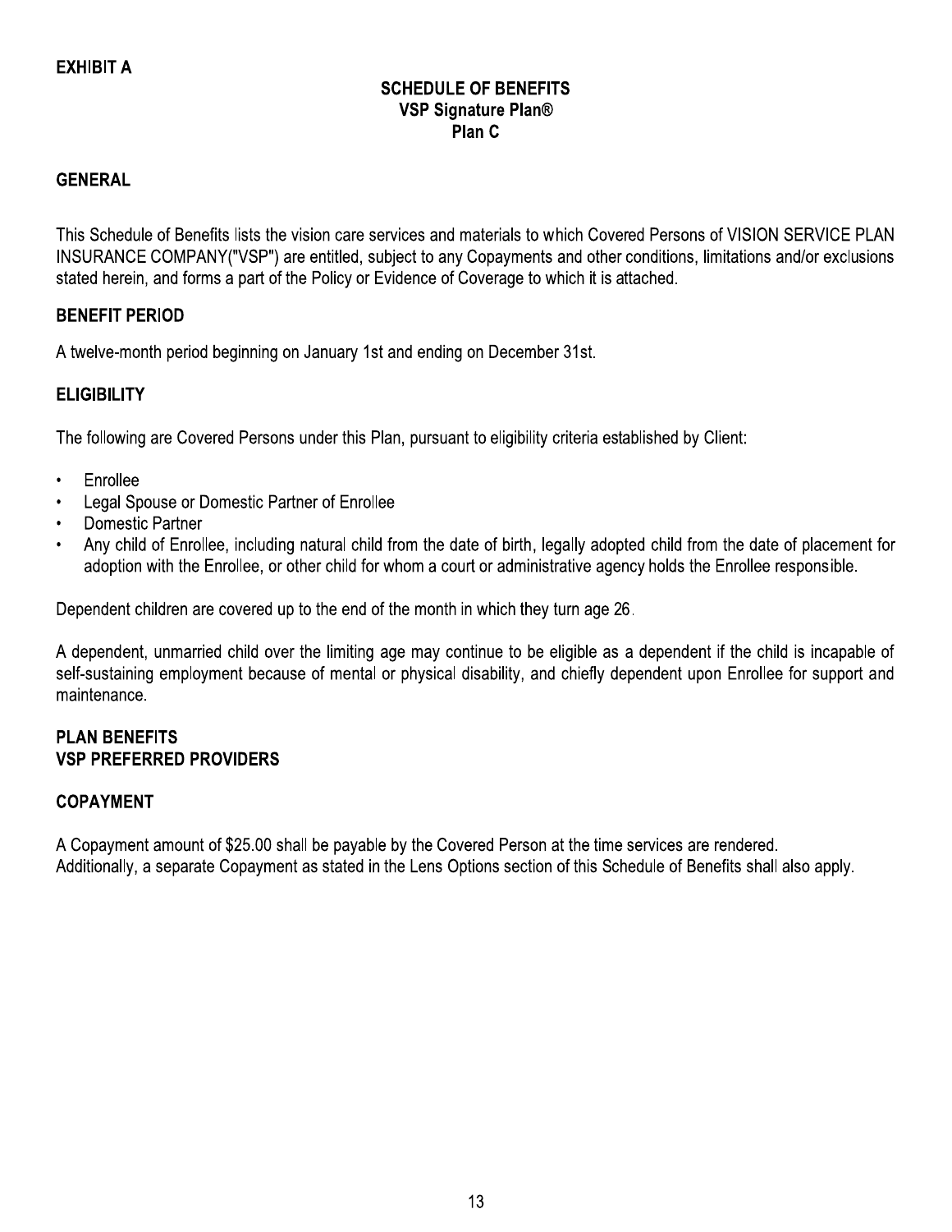**EXHIBIT A**

# SCHEDULE OF BENEFITS
# VSP Signature Plan®
# Plan C

## GENERAL

This Schedule of Benefits lists the vision care services and materials to which Covered Persons of VISION SERVICE PLAN INSURANCE COMPANY("VSP") are entitled, subject to any Copayments and other conditions, limitations and/or exclusions stated herein, and forms a part of the Policy or Evidence of Coverage to which it is attached.

## BENEFIT PERIOD

A twelve-month period beginning on January 1st and ending on December 31st.

## ELIGIBILITY

The following are Covered Persons under this Plan, pursuant to eligibility criteria established by Client:

- Enrollee
- Legal Spouse or Domestic Partner of Enrollee
- Domestic Partner
- Any child of Enrollee, including natural child from the date of birth, legally adopted child from the date of placement for adoption with the Enrollee, or other child for whom a court or administrative agency holds the Enrollee responsible.

Dependent children are covered up to the end of the month in which they turn age 26.

A dependent, unmarried child over the limiting age may continue to be eligible as a dependent if the child is incapable of self-sustaining employment because of mental or physical disability, and chiefly dependent upon Enrollee for support and maintenance.

## PLAN BENEFITS
## VSP PREFERRED PROVIDERS

## COPAYMENT

A Copayment amount of $25.00 shall be payable by the Covered Person at the time services are rendered.
Additionally, a separate Copayment as stated in the Lens Options section of this Schedule of Benefits shall also apply.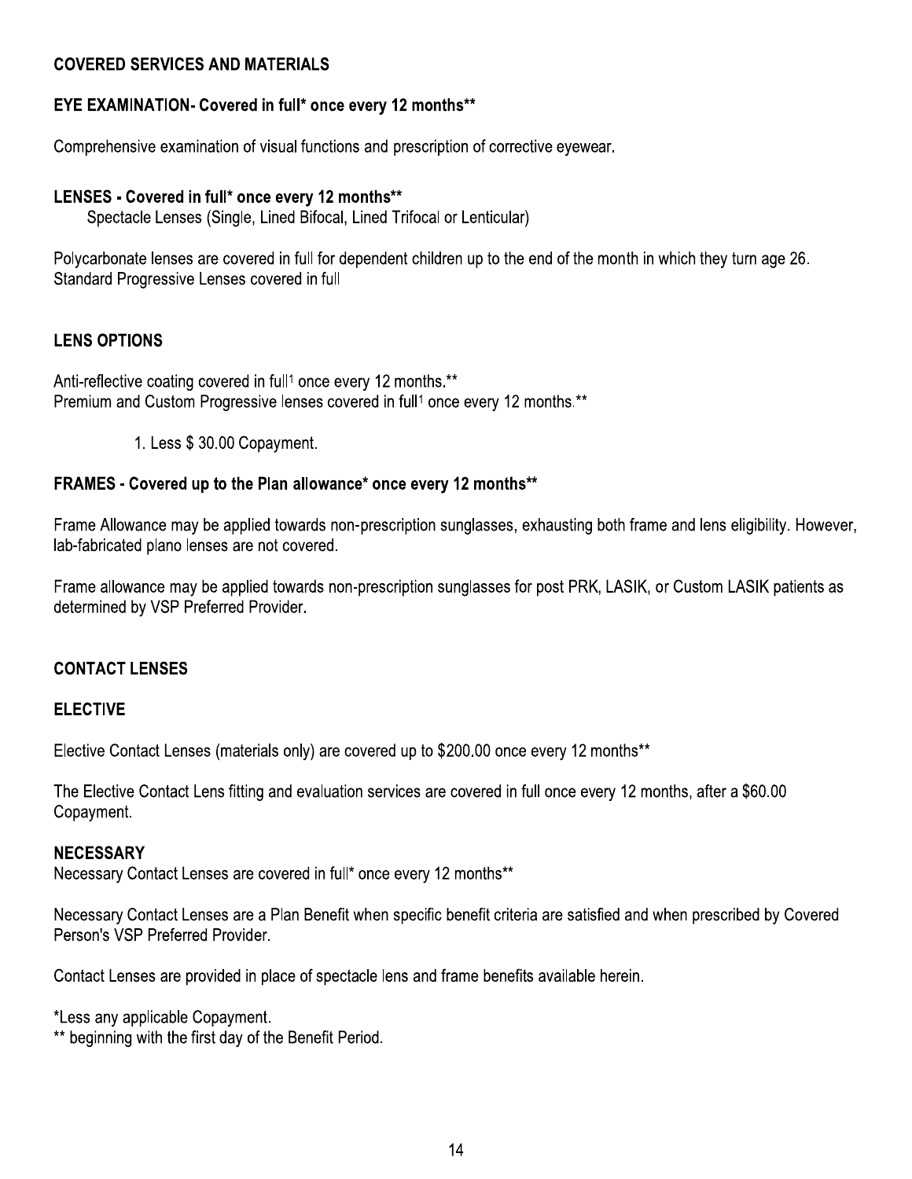## COVERED SERVICES AND MATERIALS

### EYE EXAMINATION- Covered in full* once every 12 months**

Comprehensive examination of visual functions and prescription of corrective eyewear.

### LENSES - Covered in full* once every 12 months**

Spectacle Lenses (Single, Lined Bifocal, Lined Trifocal or Lenticular)

Polycarbonate lenses are covered in full for dependent children up to the end of the month in which they turn age 26.
Standard Progressive Lenses covered in full

### LENS OPTIONS

Anti-reflective coating covered in full[1] once every 12 months.**
Premium and Custom Progressive lenses covered in full[1] once every 12 months.**

1. Less $ 30.00 Copayment.

### FRAMES - Covered up to the Plan allowance* once every 12 months**

Frame Allowance may be applied towards non-prescription sunglasses, exhausting both frame and lens eligibility. However, lab-fabricated plano lenses are not covered.

Frame allowance may be applied towards non-prescription sunglasses for post PRK, LASIK, or Custom LASIK patients as determined by VSP Preferred Provider.

### CONTACT LENSES

### ELECTIVE

Elective Contact Lenses (materials only) are covered up to $200.00 once every 12 months**

The Elective Contact Lens fitting and evaluation services are covered in full once every 12 months, after a $60.00 Copayment.

### NECESSARY

Necessary Contact Lenses are covered in full* once every 12 months**

Necessary Contact Lenses are a Plan Benefit when specific benefit criteria are satisfied and when prescribed by Covered Person's VSP Preferred Provider.

Contact Lenses are provided in place of spectacle lens and frame benefits available herein.

*Less any applicable Copayment.
** beginning with the first day of the Benefit Period.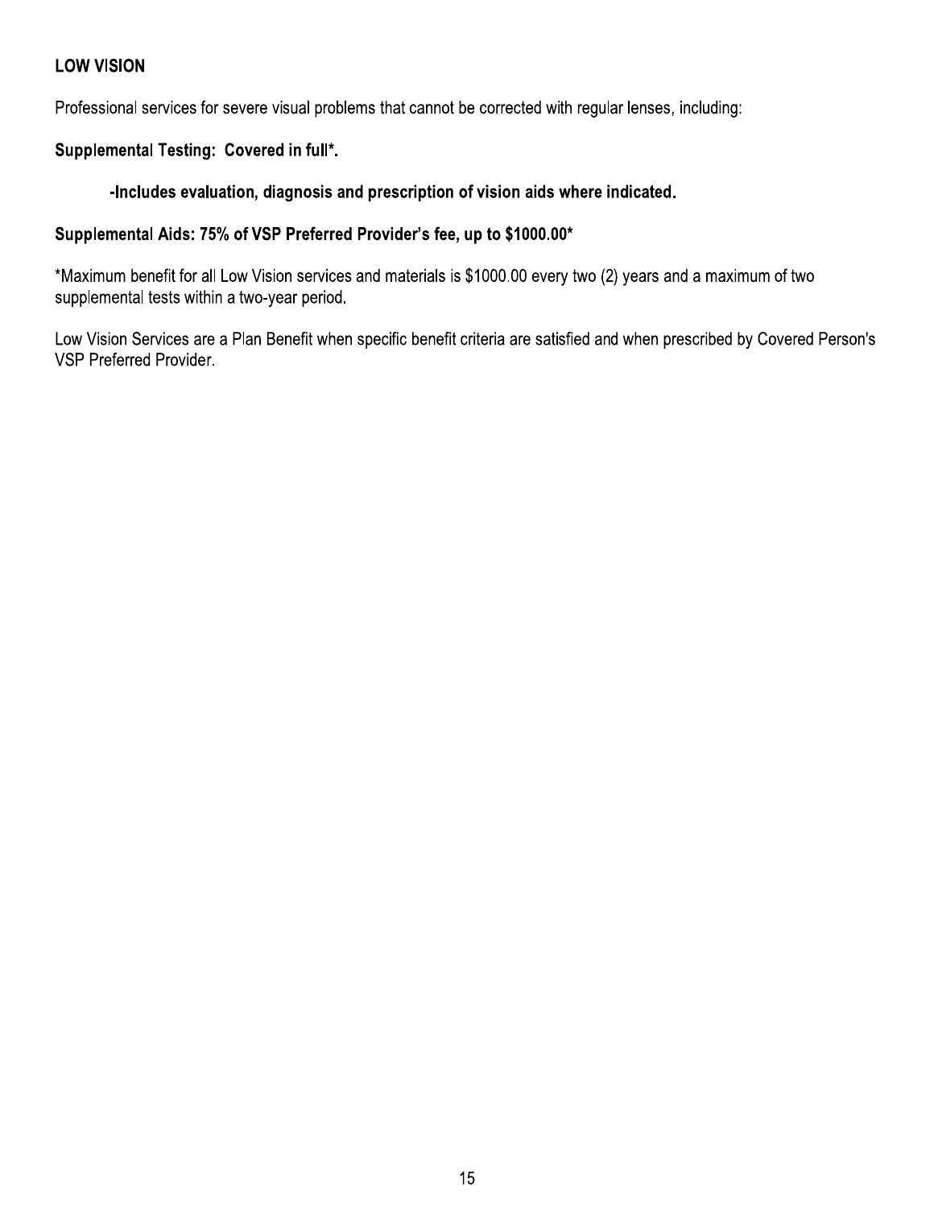## LOW VISION

Professional services for severe visual problems that cannot be corrected with regular lenses, including:

**Supplemental Testing: Covered in full*.**

> **-Includes evaluation, diagnosis and prescription of vision aids where indicated.**

**Supplemental Aids: 75% of VSP Preferred Provider's fee, up to $1000.00***

*Maximum benefit for all Low Vision services and materials is $1000.00 every two (2) years and a maximum of two supplemental tests within a two-year period.

Low Vision Services are a Plan Benefit when specific benefit criteria are satisfied and when prescribed by Covered Person's VSP Preferred Provider.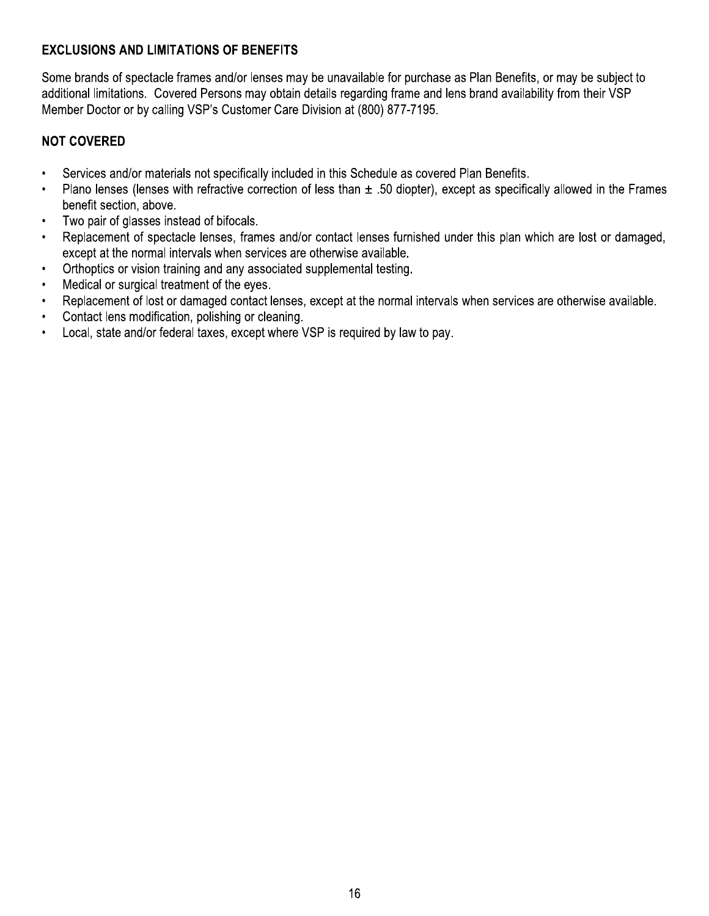## EXCLUSIONS AND LIMITATIONS OF BENEFITS

Some brands of spectacle frames and/or lenses may be unavailable for purchase as Plan Benefits, or may be subject to additional limitations. Covered Persons may obtain details regarding frame and lens brand availability from their VSP Member Doctor or by calling VSP's Customer Care Division at (800) 877-7195.

## NOT COVERED

- Services and/or materials not specifically included in this Schedule as covered Plan Benefits.
- Plano lenses (lenses with refractive correction of less than ± .50 diopter), except as specifically allowed in the Frames benefit section, above.
- Two pair of glasses instead of bifocals.
- Replacement of spectacle lenses, frames and/or contact lenses furnished under this plan which are lost or damaged, except at the normal intervals when services are otherwise available.
- Orthoptics or vision training and any associated supplemental testing.
- Medical or surgical treatment of the eyes.
- Replacement of lost or damaged contact lenses, except at the normal intervals when services are otherwise available.
- Contact lens modification, polishing or cleaning.
- Local, state and/or federal taxes, except where VSP is required by law to pay.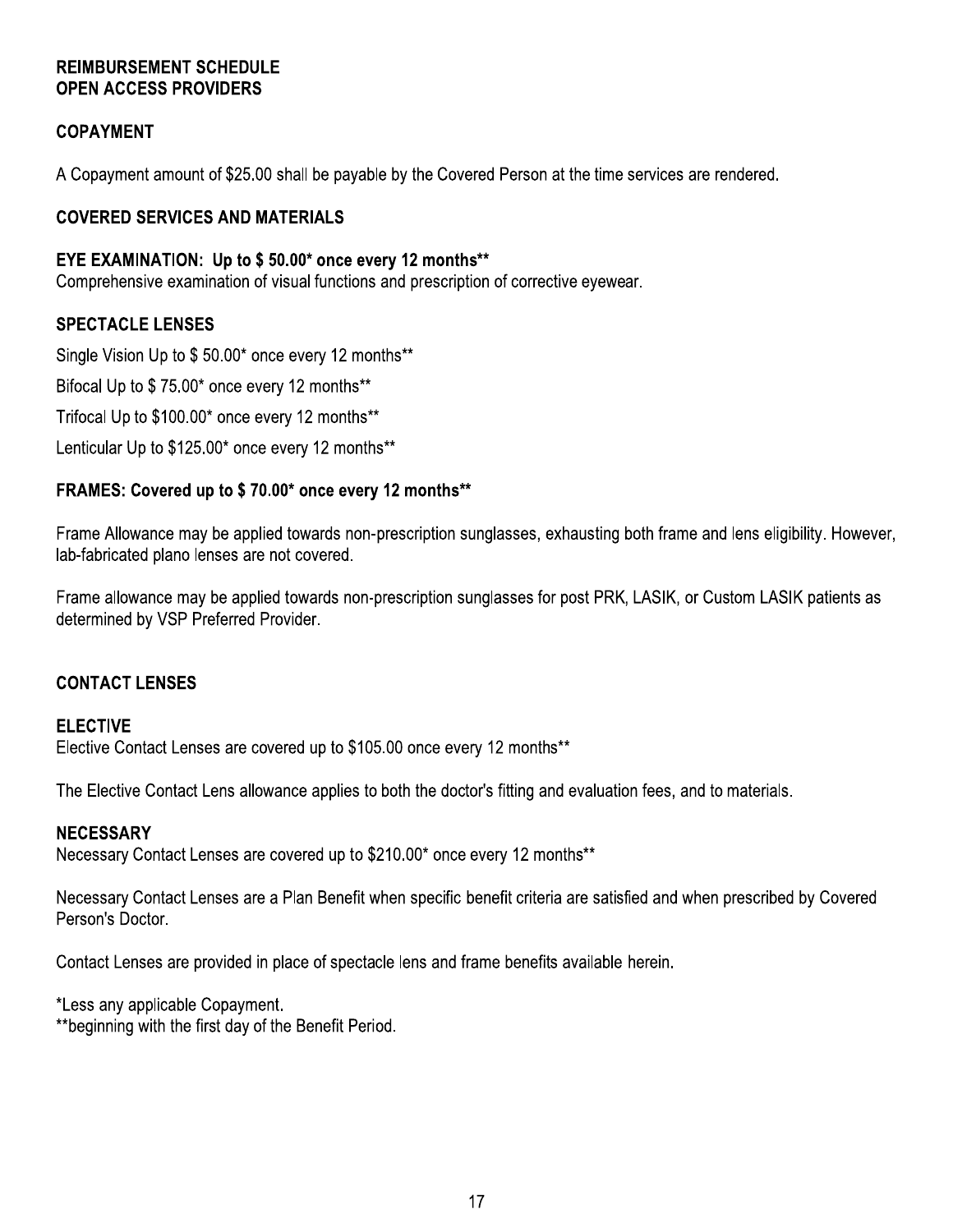## REIMBURSEMENT SCHEDULE
## OPEN ACCESS PROVIDERS

### COPAYMENT

A Copayment amount of $25.00 shall be payable by the Covered Person at the time services are rendered.

### COVERED SERVICES AND MATERIALS

**EYE EXAMINATION: Up to $ 50.00* once every 12 months****

Comprehensive examination of visual functions and prescription of corrective eyewear.

### SPECTACLE LENSES

Single Vision Up to $ 50.00* once every 12 months**

Bifocal Up to $ 75.00* once every 12 months**

Trifocal Up to $100.00* once every 12 months**

Lenticular Up to $125.00* once every 12 months**

**FRAMES: Covered up to $ 70.00* once every 12 months****

Frame Allowance may be applied towards non-prescription sunglasses, exhausting both frame and lens eligibility. However, lab-fabricated plano lenses are not covered.

Frame allowance may be applied towards non-prescription sunglasses for post PRK, LASIK, or Custom LASIK patients as determined by VSP Preferred Provider.

### CONTACT LENSES

**ELECTIVE**

Elective Contact Lenses are covered up to $105.00 once every 12 months**

The Elective Contact Lens allowance applies to both the doctor's fitting and evaluation fees, and to materials.

**NECESSARY**

Necessary Contact Lenses are covered up to $210.00* once every 12 months**

Necessary Contact Lenses are a Plan Benefit when specific benefit criteria are satisfied and when prescribed by Covered Person's Doctor.

Contact Lenses are provided in place of spectacle lens and frame benefits available herein.

*Less any applicable Copayment.
**beginning with the first day of the Benefit Period.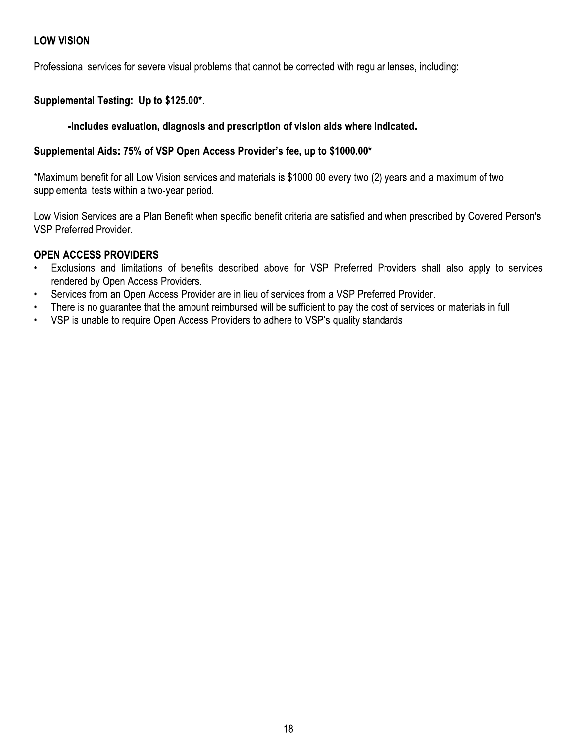## LOW VISION

Professional services for severe visual problems that cannot be corrected with regular lenses, including:

**Supplemental Testing: Up to $125.00*.**

**-Includes evaluation, diagnosis and prescription of vision aids where indicated.**

**Supplemental Aids: 75% of VSP Open Access Provider's fee, up to $1000.00***

*Maximum benefit for all Low Vision services and materials is $1000.00 every two (2) years and a maximum of two supplemental tests within a two-year period.

Low Vision Services are a Plan Benefit when specific benefit criteria are satisfied and when prescribed by Covered Person's VSP Preferred Provider.

## OPEN ACCESS PROVIDERS

- Exclusions and limitations of benefits described above for VSP Preferred Providers shall also apply to services rendered by Open Access Providers.
- Services from an Open Access Provider are in lieu of services from a VSP Preferred Provider.
- There is no guarantee that the amount reimbursed will be sufficient to pay the cost of services or materials in full.
- VSP is unable to require Open Access Providers to adhere to VSP's quality standards.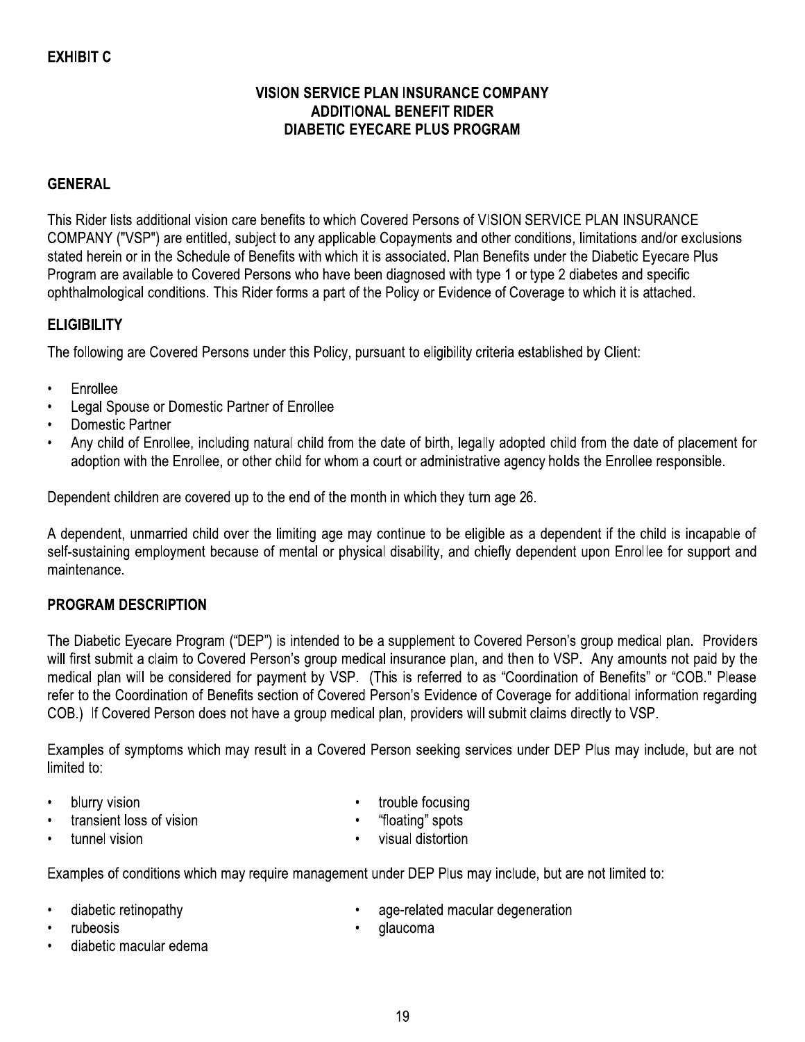**EXHIBIT C**

## VISION SERVICE PLAN INSURANCE COMPANY
## ADDITIONAL BENEFIT RIDER
## DIABETIC EYECARE PLUS PROGRAM

### GENERAL

This Rider lists additional vision care benefits to which Covered Persons of VISION SERVICE PLAN INSURANCE COMPANY ("VSP") are entitled, subject to any applicable Copayments and other conditions, limitations and/or exclusions stated herein or in the Schedule of Benefits with which it is associated. Plan Benefits under the Diabetic Eyecare Plus Program are available to Covered Persons who have been diagnosed with type 1 or type 2 diabetes and specific ophthalmological conditions. This Rider forms a part of the Policy or Evidence of Coverage to which it is attached.

### ELIGIBILITY

The following are Covered Persons under this Policy, pursuant to eligibility criteria established by Client:

- Enrollee
- Legal Spouse or Domestic Partner of Enrollee
- Domestic Partner
- Any child of Enrollee, including natural child from the date of birth, legally adopted child from the date of placement for adoption with the Enrollee, or other child for whom a court or administrative agency holds the Enrollee responsible.

Dependent children are covered up to the end of the month in which they turn age 26.

A dependent, unmarried child over the limiting age may continue to be eligible as a dependent if the child is incapable of self-sustaining employment because of mental or physical disability, and chiefly dependent upon Enrollee for support and maintenance.

### PROGRAM DESCRIPTION

The Diabetic Eyecare Program ("DEP") is intended to be a supplement to Covered Person's group medical plan. Providers will first submit a claim to Covered Person's group medical insurance plan, and then to VSP. Any amounts not paid by the medical plan will be considered for payment by VSP. (This is referred to as "Coordination of Benefits" or "COB." Please refer to the Coordination of Benefits section of Covered Person's Evidence of Coverage for additional information regarding COB.) If Covered Person does not have a group medical plan, providers will submit claims directly to VSP.

Examples of symptoms which may result in a Covered Person seeking services under DEP Plus may include, but are not limited to:

- blurry vision
- transient loss of vision
- tunnel vision
- trouble focusing
- "floating" spots
- visual distortion

Examples of conditions which may require management under DEP Plus may include, but are not limited to:

- diabetic retinopathy
- rubeosis
- diabetic macular edema
- age-related macular degeneration
- glaucoma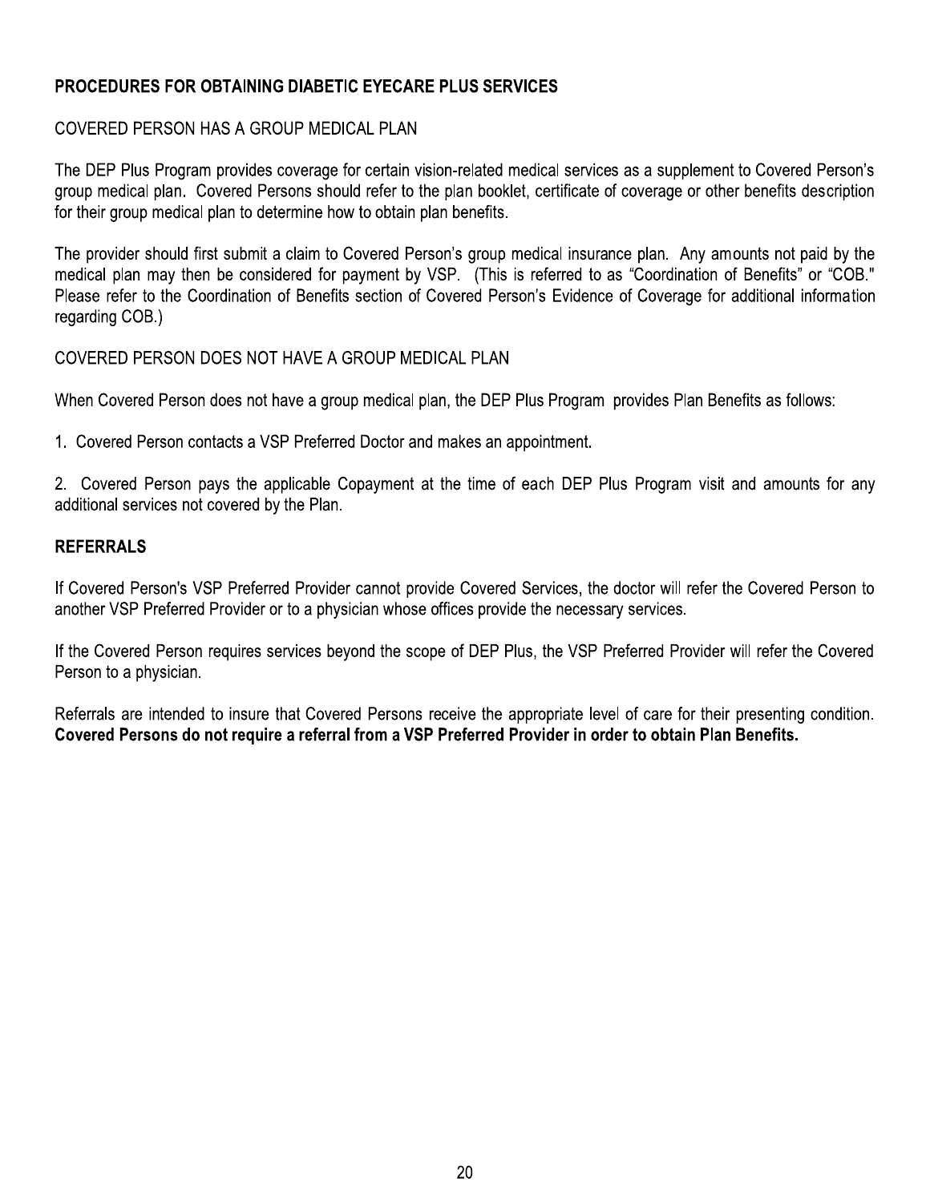## PROCEDURES FOR OBTAINING DIABETIC EYECARE PLUS SERVICES

COVERED PERSON HAS A GROUP MEDICAL PLAN

The DEP Plus Program provides coverage for certain vision-related medical services as a supplement to Covered Person's group medical plan. Covered Persons should refer to the plan booklet, certificate of coverage or other benefits description for their group medical plan to determine how to obtain plan benefits.

The provider should first submit a claim to Covered Person's group medical insurance plan. Any amounts not paid by the medical plan may then be considered for payment by VSP. (This is referred to as "Coordination of Benefits" or "COB." Please refer to the Coordination of Benefits section of Covered Person's Evidence of Coverage for additional information regarding COB.)

COVERED PERSON DOES NOT HAVE A GROUP MEDICAL PLAN

When Covered Person does not have a group medical plan, the DEP Plus Program provides Plan Benefits as follows:

1. Covered Person contacts a VSP Preferred Doctor and makes an appointment.

2. Covered Person pays the applicable Copayment at the time of each DEP Plus Program visit and amounts for any additional services not covered by the Plan.

## REFERRALS

If Covered Person's VSP Preferred Provider cannot provide Covered Services, the doctor will refer the Covered Person to another VSP Preferred Provider or to a physician whose offices provide the necessary services.

If the Covered Person requires services beyond the scope of DEP Plus, the VSP Preferred Provider will refer the Covered Person to a physician.

Referrals are intended to insure that Covered Persons receive the appropriate level of care for their presenting condition. **Covered Persons do not require a referral from a VSP Preferred Provider in order to obtain Plan Benefits.**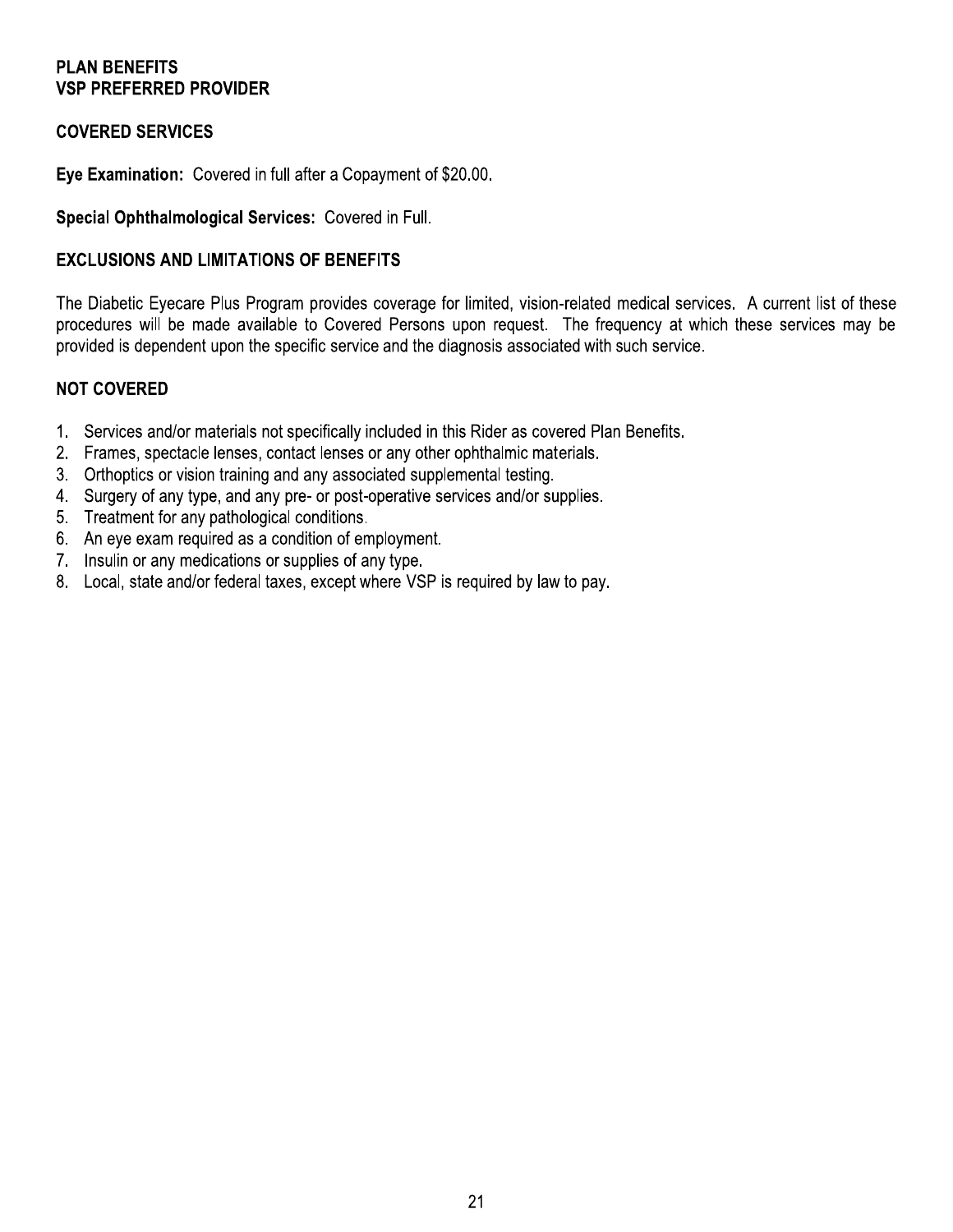## PLAN BENEFITS
## VSP PREFERRED PROVIDER

### COVERED SERVICES

**Eye Examination:** Covered in full after a Copayment of $20.00.

**Special Ophthalmological Services:** Covered in Full.

### EXCLUSIONS AND LIMITATIONS OF BENEFITS

The Diabetic Eyecare Plus Program provides coverage for limited, vision-related medical services. A current list of these procedures will be made available to Covered Persons upon request. The frequency at which these services may be provided is dependent upon the specific service and the diagnosis associated with such service.

### NOT COVERED

1. Services and/or materials not specifically included in this Rider as covered Plan Benefits.
2. Frames, spectacle lenses, contact lenses or any other ophthalmic materials.
3. Orthoptics or vision training and any associated supplemental testing.
4. Surgery of any type, and any pre- or post-operative services and/or supplies.
5. Treatment for any pathological conditions.
6. An eye exam required as a condition of employment.
7. Insulin or any medications or supplies of any type.
8. Local, state and/or federal taxes, except where VSP is required by law to pay.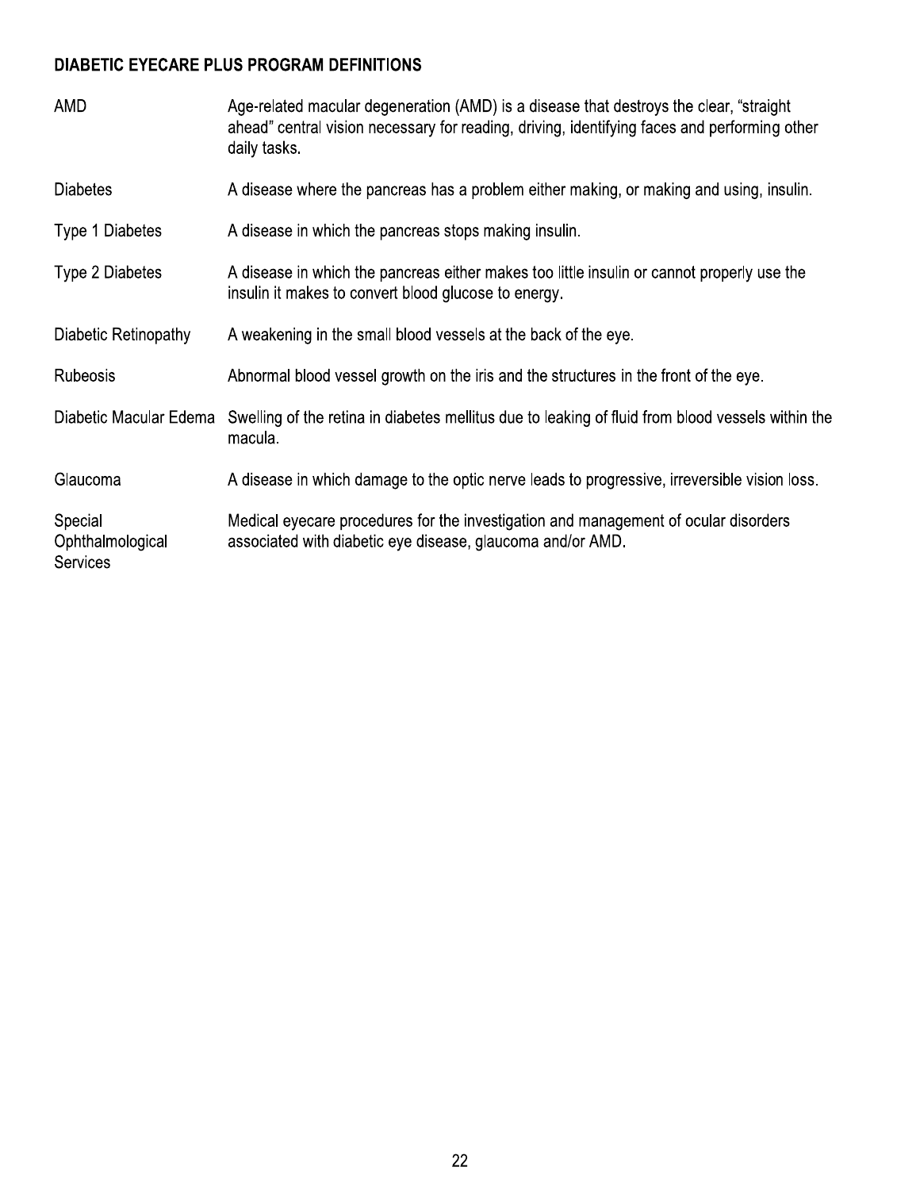## DIABETIC EYECARE PLUS PROGRAM DEFINITIONS

| | |
|---|---|
| AMD | Age-related macular degeneration (AMD) is a disease that destroys the clear, "straight ahead" central vision necessary for reading, driving, identifying faces and performing other daily tasks. |
| Diabetes | A disease where the pancreas has a problem either making, or making and using, insulin. |
| Type 1 Diabetes | A disease in which the pancreas stops making insulin. |
| Type 2 Diabetes | A disease in which the pancreas either makes too little insulin or cannot properly use the insulin it makes to convert blood glucose to energy. |
| Diabetic Retinopathy | A weakening in the small blood vessels at the back of the eye. |
| Rubeosis | Abnormal blood vessel growth on the iris and the structures in the front of the eye. |
| Diabetic Macular Edema | Swelling of the retina in diabetes mellitus due to leaking of fluid from blood vessels within the macula. |
| Glaucoma | A disease in which damage to the optic nerve leads to progressive, irreversible vision loss. |
| Special Ophthalmological Services | Medical eyecare procedures for the investigation and management of ocular disorders associated with diabetic eye disease, glaucoma and/or AMD. |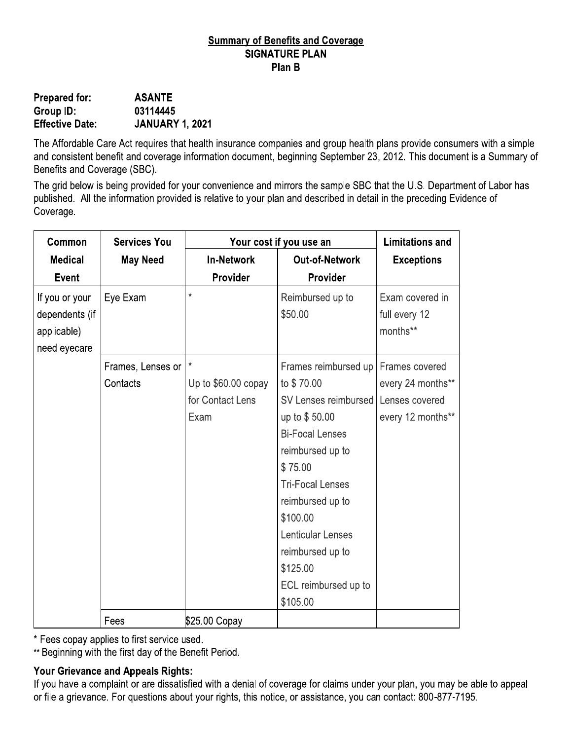**Summary of Benefits and Coverage**
**SIGNATURE PLAN**
**Plan B**

**Prepared for:** **ASANTE**
**Group ID:** **03114445**
**Effective Date:** **JANUARY 1, 2021**

The Affordable Care Act requires that health insurance companies and group health plans provide consumers with a simple and consistent benefit and coverage information document, beginning September 23, 2012. This document is a Summary of Benefits and Coverage (SBC).

The grid below is being provided for your convenience and mirrors the sample SBC that the U.S. Department of Labor has published. All the information provided is relative to your plan and described in detail in the preceding Evidence of Coverage.

| Common Medical Event | Services You May Need | Your cost if you use an In-Network Provider | Your cost if you use an Out-of-Network Provider | Limitations and Exceptions |
|---|---|---|---|---|
| If you or your dependents (if applicable) need eyecare | Eye Exam | * | Reimbursed up to $50.00 | Exam covered in full every 12 months** |
| | Frames, Lenses or Contacts | * Up to $60.00 copay for Contact Lens Exam | Frames reimbursed up to $ 70.00 SV Lenses reimbursed up to $ 50.00 Bi-Focal Lenses reimbursed up to $ 75.00 Tri-Focal Lenses reimbursed up to $100.00 Lenticular Lenses reimbursed up to $125.00 ECL reimbursed up to $105.00 | Frames covered every 24 months** Lenses covered every 12 months** |
| | Fees | $25.00 Copay | | |

* Fees copay applies to first service used.
** Beginning with the first day of the Benefit Period.

**Your Grievance and Appeals Rights:**
If you have a complaint or are dissatisfied with a denial of coverage for claims under your plan, you may be able to appeal or file a grievance. For questions about your rights, this notice, or assistance, you can contact: 800-877-7195.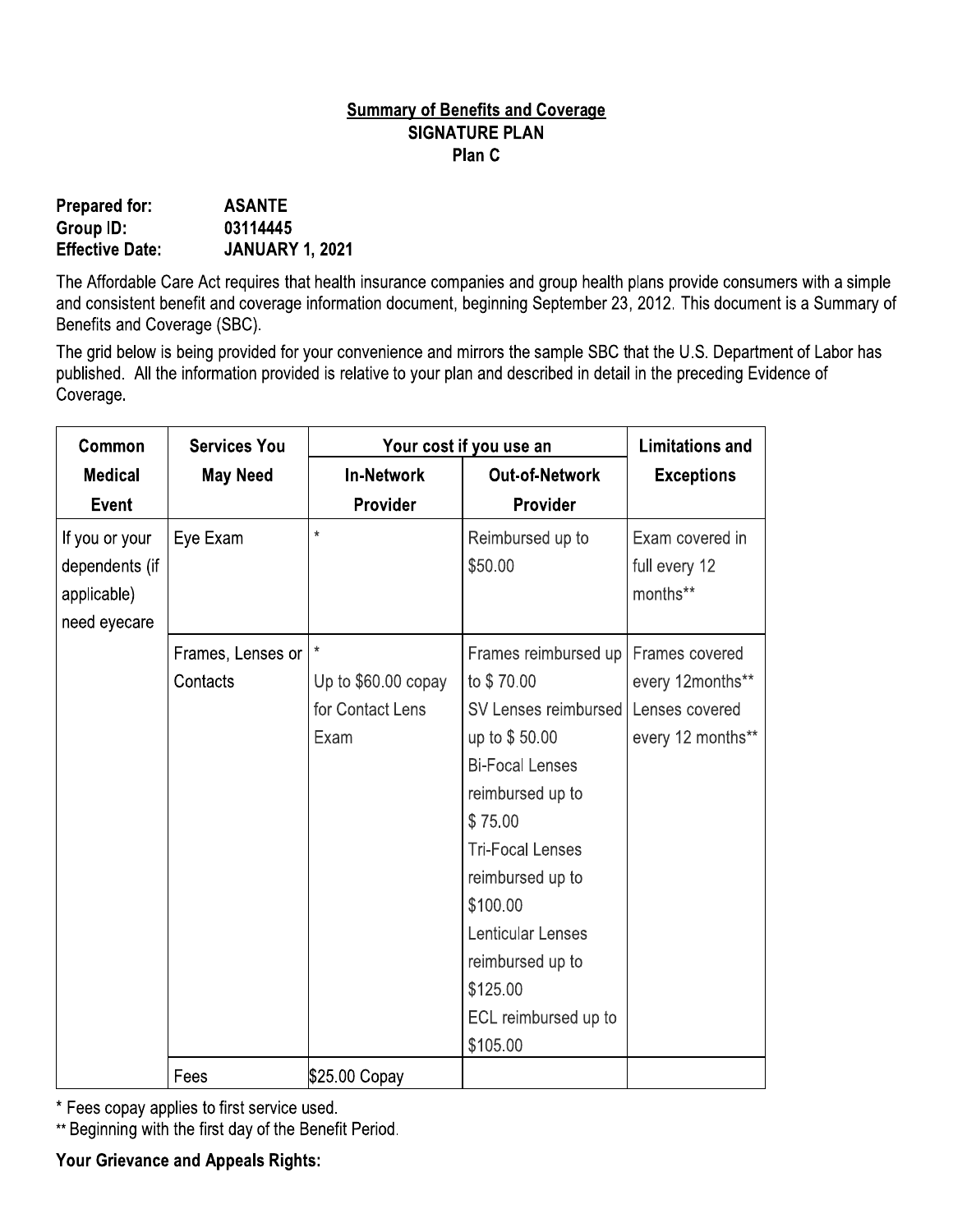**Summary of Benefits and Coverage**
**SIGNATURE PLAN**
**Plan C**

| | |
|---|---|
| **Prepared for:** | **ASANTE** |
| **Group ID:** | **03114445** |
| **Effective Date:** | **JANUARY 1, 2021** |

The Affordable Care Act requires that health insurance companies and group health plans provide consumers with a simple and consistent benefit and coverage information document, beginning September 23, 2012. This document is a Summary of Benefits and Coverage (SBC).

The grid below is being provided for your convenience and mirrors the sample SBC that the U.S. Department of Labor has published. All the information provided is relative to your plan and described in detail in the preceding Evidence of Coverage.

| Common Medical Event | Services You May Need | Your cost if you use an In-Network Provider | Your cost if you use an Out-of-Network Provider | Limitations and Exceptions |
|---|---|---|---|---|
| If you or your dependents (if applicable) need eyecare | Eye Exam | * | Reimbursed up to $50.00 | Exam covered in full every 12 months** |
| | Frames, Lenses or Contacts | * Up to $60.00 copay for Contact Lens Exam | Frames reimbursed up to $ 70.00 SV Lenses reimbursed up to $ 50.00 Bi-Focal Lenses reimbursed up to $ 75.00 Tri-Focal Lenses reimbursed up to $100.00 Lenticular Lenses reimbursed up to $125.00 ECL reimbursed up to $105.00 | Frames covered every 12months** Lenses covered every 12 months** |
| | Fees | $25.00 Copay | | |

\* Fees copay applies to first service used.

\** Beginning with the first day of the Benefit Period.

**Your Grievance and Appeals Rights:**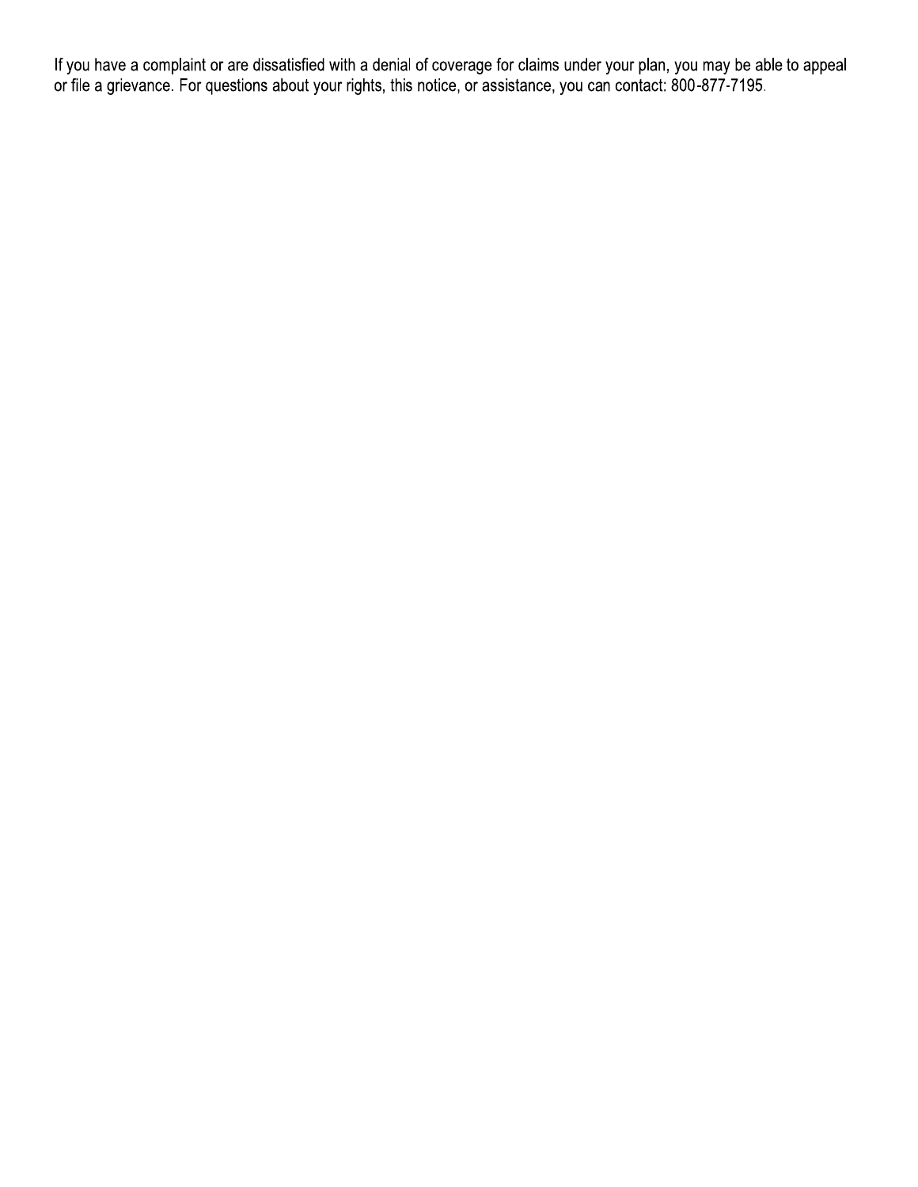If you have a complaint or are dissatisfied with a denial of coverage for claims under your plan, you may be able to appeal or file a grievance. For questions about your rights, this notice, or assistance, you can contact: 800-877-7195.